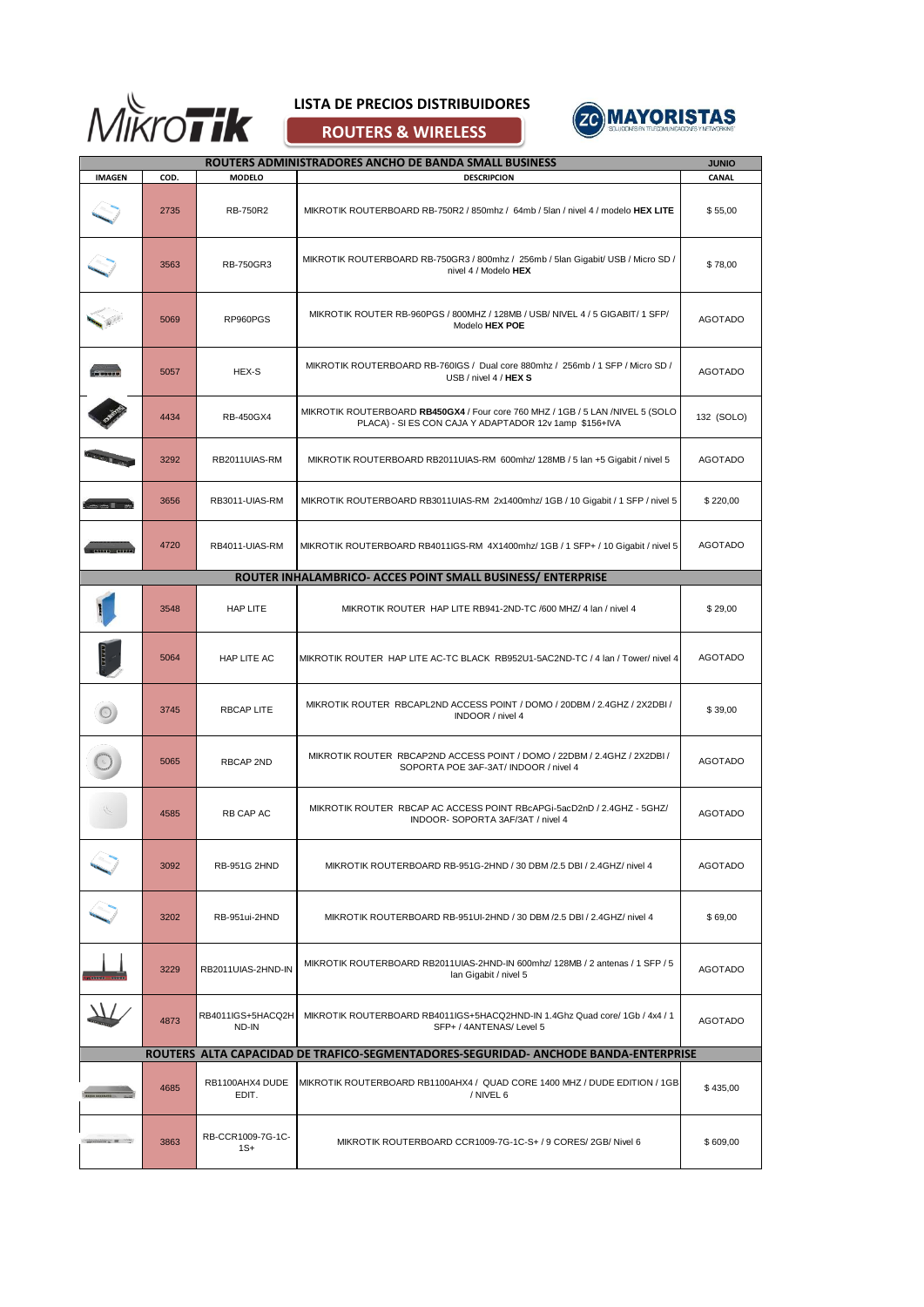# LISTA DE PRECIOS DISTRIBUIDORES

## ROUTERS & WIRELESS

MAYORISTAS

| ROUTERS ADMINISTRADORES ANCHO DE BANDA SMALL BUSINESS | | | | JUNIO |
|---|---|---|---|---|
| IMAGEN | COD. | MODELO | DESCRIPCION | CANAL |
| | 2735 | RB-750R2 | MIKROTIK ROUTERBOARD RB-750R2 / 850mhz / 64mb / 5lan / nivel 4 / modelo **HEX LITE** | $ 55,00 |
| | 3563 | RB-750GR3 | MIKROTIK ROUTERBOARD RB-750GR3 / 800mhz / 256mb / 5lan Gigabit/ USB / Micro SD / nivel 4 / Modelo **HEX** | $ 78,00 |
| | 5069 | RP960PGS | MIKROTIK ROUTER RB-960PGS / 800MHZ / 128MB / USB/ NIVEL 4 / 5 GIGABIT/ 1 SFP/ Modelo **HEX POE** | AGOTADO |
| | 5057 | HEX-S | MIKROTIK ROUTERBOARD RB-760IGS / Dual core 880mhz / 256mb / 1 SFP / Micro SD / USB / nivel 4 / **HEX S** | AGOTADO |
| | 4434 | RB-450GX4 | MIKROTIK ROUTERBOARD **RB450GX4** / Four core 760 MHZ / 1GB / 5 LAN /NIVEL 5 (SOLO PLACA) - SI ES CON CAJA Y ADAPTADOR 12v 1amp $156+IVA | 132 (SOLO) |
| | 3292 | RB2011UIAS-RM | MIKROTIK ROUTERBOARD RB2011UIAS-RM 600mhz/ 128MB / 5 lan +5 Gigabit / nivel 5 | AGOTADO |
| | 3656 | RB3011-UIAS-RM | MIKROTIK ROUTERBOARD RB3011UIAS-RM 2x1400mhz/ 1GB / 10 Gigabit / 1 SFP / nivel 5 | $ 220,00 |
| | 4720 | RB4011-UIAS-RM | MIKROTIK ROUTERBOARD RB4011IGS-RM 4X1400mhz/ 1GB / 1 SFP+ / 10 Gigabit / nivel 5 | AGOTADO |
| **ROUTER INHALAMBRICO- ACCES POINT SMALL BUSINESS/ ENTERPRISE** | | | | |
| | 3548 | HAP LITE | MIKROTIK ROUTER HAP LITE RB941-2ND-TC /600 MHZ/ 4 lan / nivel 4 | $ 29,00 |
| | 5064 | HAP LITE AC | MIKROTIK ROUTER HAP LITE AC-TC BLACK RB952U1-5AC2ND-TC / 4 lan / Tower/ nivel 4 | AGOTADO |
| | 3745 | RBCAP LITE | MIKROTIK ROUTER RBCAPL2ND ACCESS POINT / DOMO / 20DBM / 2.4GHZ / 2X2DBI / INDOOR / nivel 4 | $ 39,00 |
| | 5065 | RBCAP 2ND | MIKROTIK ROUTER RBCAP2ND ACCESS POINT / DOMO / 22DBM / 2.4GHZ / 2X2DBI / SOPORTA POE 3AF-3AT/ INDOOR / nivel 4 | AGOTADO |
| | 4585 | RB CAP AC | MIKROTIK ROUTER RBCAP AC ACCESS POINT RBcAPGi-5acD2nD / 2.4GHZ - 5GHZ/ INDOOR- SOPORTA 3AF/3AT / nivel 4 | AGOTADO |
| | 3092 | RB-951G 2HND | MIKROTIK ROUTERBOARD RB-951G-2HND / 30 DBM /2.5 DBI / 2.4GHZ/ nivel 4 | AGOTADO |
| | 3202 | RB-951ui-2HND | MIKROTIK ROUTERBOARD RB-951UI-2HND / 30 DBM /2.5 DBI / 2.4GHZ/ nivel 4 | $ 69,00 |
| | 3229 | RB2011UIAS-2HND-IN | MIKROTIK ROUTERBOARD RB2011UIAS-2HND-IN 600mhz/ 128MB / 2 antenas / 1 SFP / 5 lan Gigabit / nivel 5 | AGOTADO |
| | 4873 | RB4011IGS+5HACQ2HND-IN | MIKROTIK ROUTERBOARD RB4011IGS+5HACQ2HND-IN 1.4Ghz Quad core/ 1Gb / 4x4 / 1 SFP+ / 4ANTENAS/ Level 5 | AGOTADO |
| **ROUTERS ALTA CAPACIDAD DE TRAFICO-SEGMENTADORES-SEGURIDAD- ANCHODE BANDA-ENTERPRISE** | | | | |
| | 4685 | RB1100AHX4 DUDE EDIT. | MIKROTIK ROUTERBOARD RB1100AHX4 / QUAD CORE 1400 MHZ / DUDE EDITION / 1GB / NIVEL 6 | $ 435,00 |
| | 3863 | RB-CCR1009-7G-1C-1S+ | MIKROTIK ROUTERBOARD CCR1009-7G-1C-S+ / 9 CORES/ 2GB/ Nivel 6 | $ 609,00 |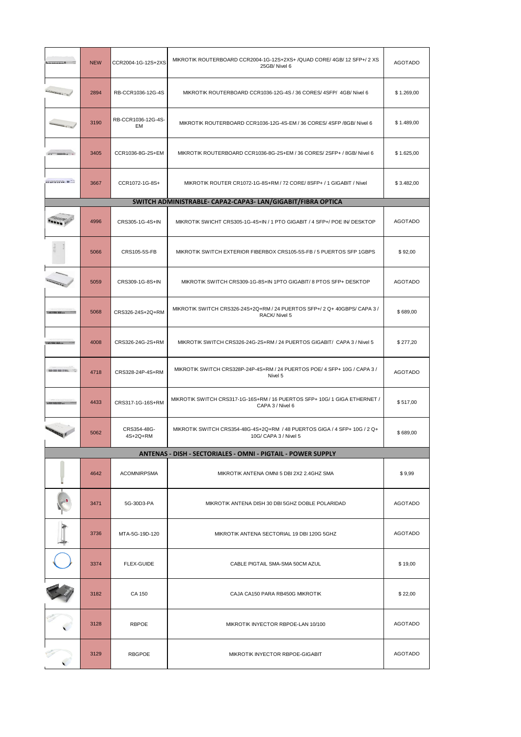| | NEW | CCR2004-1G-12S+2XS | MIKROTIK ROUTERBOARD CCR2004-1G-12S+2XS+ /QUAD CORE/ 4GB/ 12 SFP+/ 2 XS 25GB/ Nivel 6 | AGOTADO |
|---|---|---|---|---|
| | 2894 | RB-CCR1036-12G-4S | MIKROTIK ROUTERBOARD CCR1036-12G-4S / 36 CORES/ 4SFP/ 4GB/ Nivel 6 | $ 1.269,00 |
| | 3190 | RB-CCR1036-12G-4S-EM | MIKROTIK ROUTERBOARD CCR1036-12G-4S-EM / 36 CORES/ 4SFP /8GB/ Nivel 6 | $ 1.489,00 |
| | 3405 | CCR1036-8G-2S+EM | MIKROTIK ROUTERBOARD CCR1036-8G-2S+EM / 36 CORES/ 2SFP+ / 8GB/ Nivel 6 | $ 1.625,00 |
| | 3667 | CCR1072-1G-8S+ | MIKROTIK ROUTER CR1072-1G-8S+RM / 72 CORE/ 8SFP+ / 1 GIGABIT / Nivel | $ 3.482,00 |
| **SWITCH ADMINISTRABLE- CAPA2-CAPA3- LAN/GIGABIT/FIBRA OPTICA** | | | | |
| | 4996 | CRS305-1G-4S+IN | MIKROTIK SWICHT CRS305-1G-4S+IN / 1 PTO GIGABIT / 4 SFP+/ POE IN/ DESKTOP | AGOTADO |
| | 5066 | CRS105-5S-FB | MIKROTIK SWITCH EXTERIOR FIBERBOX CRS105-5S-FB / 5 PUERTOS SFP 1GBPS | $ 92,00 |
| | 5059 | CRS309-1G-8S+IN | MIKROTIK SWITCH CRS309-1G-8S+IN 1PTO GIGABIT/ 8 PTOS SFP+ DESKTOP | AGOTADO |
| | 5068 | CRS326-24S+2Q+RM | MIKROTIK SWITCH CRS326-24S+2Q+RM / 24 PUERTOS SFP+/ 2 Q+ 40GBPS/ CAPA 3 / RACK/ Nivel 5 | $ 689,00 |
| | 4008 | CRS326-24G-2S+RM | MIKROTIK SWITCH CRS326-24G-2S+RM / 24 PUERTOS GIGABIT/ CAPA 3 / Nivel 5 | $ 277,20 |
| | 4718 | CRS328-24P-4S+RM | MIKROTIK SWITCH CRS328P-24P-4S+RM / 24 PUERTOS POE/ 4 SFP+ 10G / CAPA 3 / Nivel 5 | AGOTADO |
| | 4433 | CRS317-1G-16S+RM | MIKROTIK SWITCH CRS317-1G-16S+RM / 16 PUERTOS SFP+ 10G/ 1 GIGA ETHERNET / CAPA 3 / Nivel 6 | $ 517,00 |
| | 5062 | CRS354-48G-4S+2Q+RM | MIKROTIK SWITCH CRS354-48G-4S+2Q+RM / 48 PUERTOS GIGA / 4 SFP+ 10G / 2 Q+ 10G/ CAPA 3 / Nivel 5 | $ 689,00 |
| **ANTENAS - DISH - SECTORIALES - OMNI - PIGTAIL - POWER SUPPLY** | | | | |
| | 4642 | ACOMNIRPSMA | MIKROTIK ANTENA OMNI 5 DBI 2X2 2.4GHZ SMA | $ 9,99 |
| | 3471 | 5G-30D3-PA | MIKROTIK ANTENA DISH 30 DBI 5GHZ DOBLE POLARIDAD | AGOTADO |
| | 3736 | MTA-5G-19D-120 | MIKROTIK ANTENA SECTORIAL 19 DBI 120G 5GHZ | AGOTADO |
| | 3374 | FLEX-GUIDE | CABLE PIGTAIL SMA-SMA 50CM AZUL | $ 19,00 |
| | 3182 | CA 150 | CAJA CA150 PARA RB450G MIKROTIK | $ 22,00 |
| | 3128 | RBPOE | MIKROTIK INYECTOR RBPOE-LAN 10/100 | AGOTADO |
| | 3129 | RBGPOE | MIKROTIK INYECTOR RBPOE-GIGABIT | AGOTADO |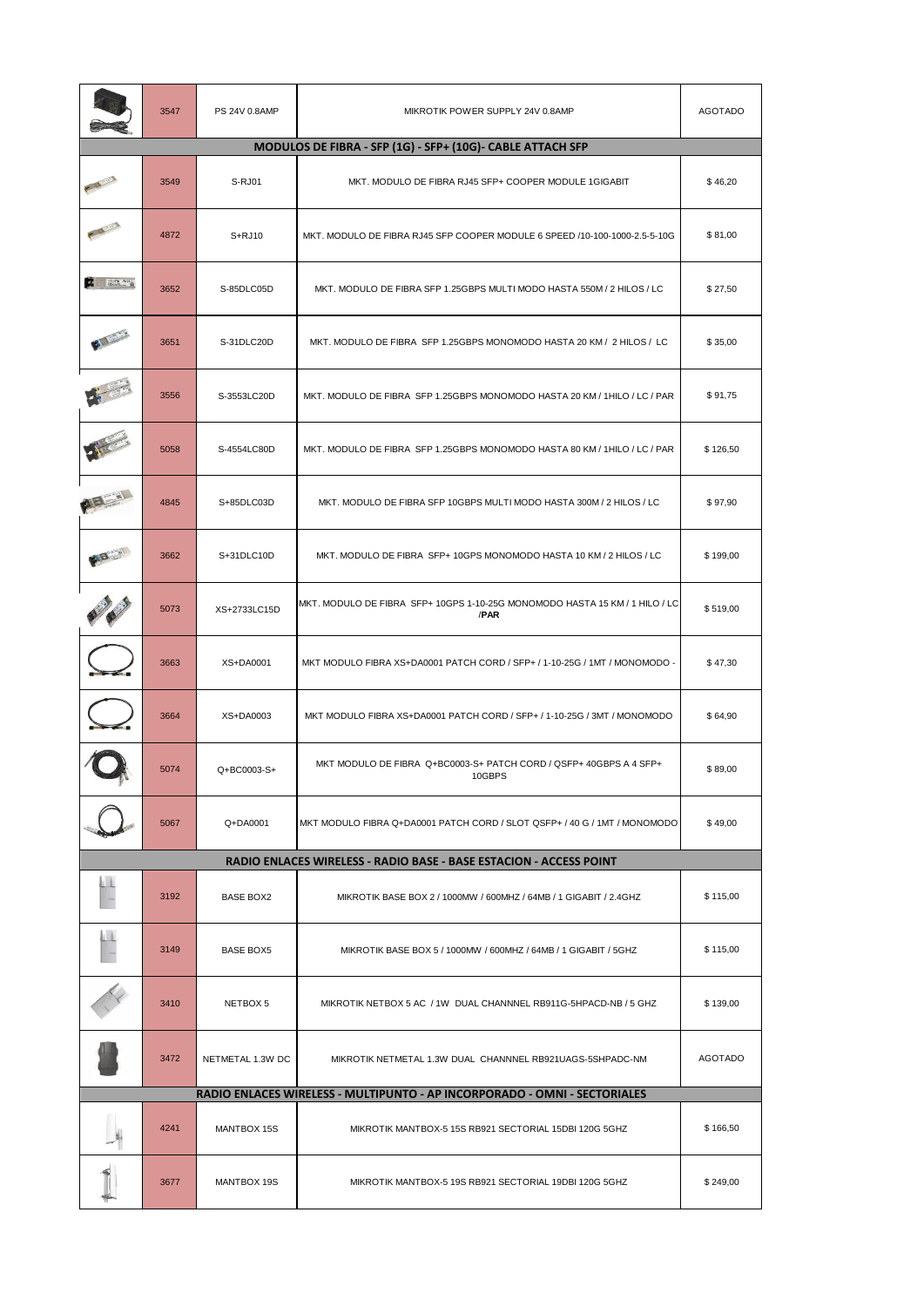| | 3547 | PS 24V 0.8AMP | MIKROTIK POWER SUPPLY 24V 0.8AMP | AGOTADO |
|---|---|---|---|---|
| **MODULOS DE FIBRA - SFP (1G) - SFP+ (10G)- CABLE ATTACH SFP** | | | | |
| | 3549 | S-RJ01 | MKT. MODULO DE FIBRA RJ45 SFP+ COOPER MODULE 1GIGABIT | $ 46,20 |
| | 4872 | S+RJ10 | MKT. MODULO DE FIBRA RJ45 SFP COOPER MODULE 6 SPEED /10-100-1000-2.5-5-10G | $ 81,00 |
| | 3652 | S-85DLC05D | MKT. MODULO DE FIBRA SFP 1.25GBPS MULTI MODO HASTA 550M / 2 HILOS / LC | $ 27,50 |
| | 3651 | S-31DLC20D | MKT. MODULO DE FIBRA SFP 1.25GBPS MONOMODO HASTA 20 KM / 2 HILOS / LC | $ 35,00 |
| | 3556 | S-3553LC20D | MKT. MODULO DE FIBRA SFP 1.25GBPS MONOMODO HASTA 20 KM / 1HILO / LC / PAR | $ 91,75 |
| | 5058 | S-4554LC80D | MKT. MODULO DE FIBRA SFP 1.25GBPS MONOMODO HASTA 80 KM / 1HILO / LC / PAR | $ 126,50 |
| | 4845 | S+85DLC03D | MKT. MODULO DE FIBRA SFP 10GBPS MULTI MODO HASTA 300M / 2 HILOS / LC | $ 97,90 |
| | 3662 | S+31DLC10D | MKT. MODULO DE FIBRA SFP+ 10GPS MONOMODO HASTA 10 KM / 2 HILOS / LC | $ 199,00 |
| | 5073 | XS+2733LC15D | MKT. MODULO DE FIBRA SFP+ 10GPS 1-10-25G MONOMODO HASTA 15 KM / 1 HILO / LC /**PAR** | $ 519,00 |
| | 3663 | XS+DA0001 | MKT MODULO FIBRA XS+DA0001 PATCH CORD / SFP+ / 1-10-25G / 1MT / MONOMODO - | $ 47,30 |
| | 3664 | XS+DA0003 | MKT MODULO FIBRA XS+DA0001 PATCH CORD / SFP+ / 1-10-25G / 3MT / MONOMODO | $ 64,90 |
| | 5074 | Q+BC0003-S+ | MKT MODULO DE FIBRA Q+BC0003-S+ PATCH CORD / QSFP+ 40GBPS A 4 SFP+ 10GBPS | $ 89,00 |
| | 5067 | Q+DA0001 | MKT MODULO FIBRA Q+DA0001 PATCH CORD / SLOT QSFP+ / 40 G / 1MT / MONOMODO | $ 49,00 |
| **RADIO ENLACES WIRELESS - RADIO BASE - BASE ESTACION - ACCESS POINT** | | | | |
| | 3192 | BASE BOX2 | MIKROTIK BASE BOX 2 / 1000MW / 600MHZ / 64MB / 1 GIGABIT / 2.4GHZ | $ 115,00 |
| | 3149 | BASE BOX5 | MIKROTIK BASE BOX 5 / 1000MW / 600MHZ / 64MB / 1 GIGABIT / 5GHZ | $ 115,00 |
| | 3410 | NETBOX 5 | MIKROTIK NETBOX 5 AC / 1W DUAL CHANNEL RB911G-5HPACD-NB / 5 GHZ | $ 139,00 |
| | 3472 | NETMETAL 1.3W DC | MIKROTIK NETMETAL 1.3W DUAL CHANNNEL RB921UAGS-5SHPADC-NM | AGOTADO |
| **RADIO ENLACES WIRELESS - MULTIPUNTO - AP INCORPORADO - OMNI - SECTORIALES** | | | | |
| | 4241 | MANTBOX 15S | MIKROTIK MANTBOX-5 15S RB921 SECTORIAL 15DBI 120G 5GHZ | $ 166,50 |
| | 3677 | MANTBOX 19S | MIKROTIK MANTBOX-5 19S RB921 SECTORIAL 19DBI 120G 5GHZ | $ 249,00 |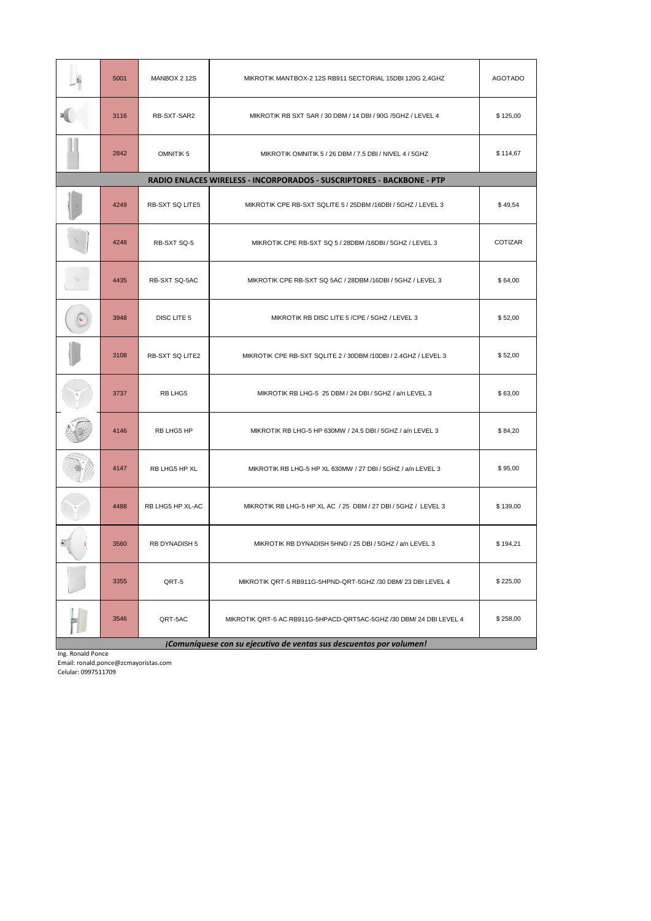| | | | | |
|---|---|---|---|---|
| | 5001 | MANBOX 2 12S | MIKROTIK MANTBOX-2 12S RB911 SECTORIAL 15DBI 120G 2,4GHZ | AGOTADO |
| | 3116 | RB-SXT-SAR2 | MIKROTIK RB SXT SAR / 30 DBM / 14 DBI / 90G /5GHZ / LEVEL 4 | $ 125,00 |
| | 2842 | OMNITIK 5 | MIKROTIK OMNITIK 5 / 26 DBM / 7.5 DBI / NIVEL 4 / 5GHZ | $ 114,67 |
| **RADIO ENLACES WIRELESS - INCORPORADOS - SUSCRIPTORES - BACKBONE - PTP** | | | | |
| | 4249 | RB-SXT SQ LITE5 | MIKROTIK CPE RB-SXT SQLITE 5 / 25DBM /16DBI / 5GHZ / LEVEL 3 | $ 49,54 |
| | 4248 | RB-SXT SQ-5 | MIKROTIK CPE RB-SXT SQ 5 / 28DBM /16DBI / 5GHZ / LEVEL 3 | COTIZAR |
| | 4435 | RB-SXT SQ-5AC | MIKROTIK CPE RB-SXT SQ 5AC / 28DBM /16DBI / 5GHZ / LEVEL 3 | $ 64,00 |
| | 3948 | DISC LITE 5 | MIKROTIK RB DISC LITE 5 /CPE / 5GHZ / LEVEL 3 | $ 52,00 |
| | 3108 | RB-SXT SQ LITE2 | MIKROTIK CPE RB-SXT SQLITE 2 / 30DBM /10DBI / 2.4GHZ / LEVEL 3 | $ 52,00 |
| | 3737 | RB LHG5 | MIKROTIK RB LHG-5 25 DBM / 24 DBI / 5GHZ / a/n LEVEL 3 | $ 63,00 |
| | 4146 | RB LHG5 HP | MIKROTIK RB LHG-5 HP 630MW / 24.5 DBI / 5GHZ / a/n LEVEL 3 | $ 84,20 |
| | 4147 | RB LHG5 HP XL | MIKROTIK RB LHG-5 HP XL 630MW / 27 DBI / 5GHZ / a/n LEVEL 3 | $ 95,00 |
| | 4488 | RB LHG5 HP XL-AC | MIKROTIK RB LHG-5 HP XL AC / 25 DBM / 27 DBI / 5GHZ / LEVEL 3 | $ 139,00 |
| | 3560 | RB DYNADISH 5 | MIKROTIK RB DYNADISH 5HND / 25 DBI / 5GHZ / a/n LEVEL 3 | $ 194,21 |
| | 3355 | QRT-5 | MIKROTIK QRT-5 RB911G-5HPND-QRT-5GHZ /30 DBM/ 23 DBI LEVEL 4 | $ 225,00 |
| | 3546 | QRT-5AC | MIKROTIK QRT-5 AC RB911G-5HPACD-QRT5AC-5GHZ /30 DBM/ 24 DBI LEVEL 4 | $ 258,00 |
| ***¡Comuníquese con su ejecutivo de ventas sus descuentos por volumen!*** | | | | |

Ing. Ronald Ponce
Email: ronald.ponce@zcmayoristas.com
Celular: 0997511709